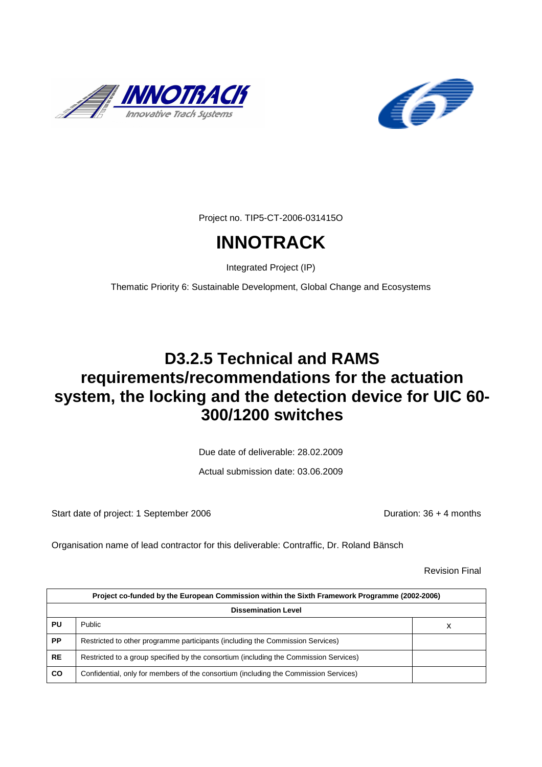Project no. TIP5-CT-2006-031415O

# INNOTRACK

Integrated Project (IP)

Thematic Priority 6: Sustainable Development, Global Change and Ecosystems

# D3.2.5 Technical and RAMS requirements/recommendations for the actuation system, the locking and the detection device for UIC 60-300/1200 switches

Due date of deliverable: 28.02.2009

Actual submission date: 03.06.2009

Start date of project: 1 September 2006

Duration: 36 + 4 months

Organisation name of lead contractor for this deliverable: Contraffic, Dr. Roland Bänsch

Revision Final

| Project co-funded by the European Commission within the Sixth Framework Programme (2002-2006) | | |
|---|---|---|
| **Dissemination Level** | | |
| **PU** | Public | X |
| **PP** | Restricted to other programme participants (including the Commission Services) | |
| **RE** | Restricted to a group specified by the consortium (including the Commission Services) | |
| **CO** | Confidential, only for members of the consortium (including the Commission Services) | |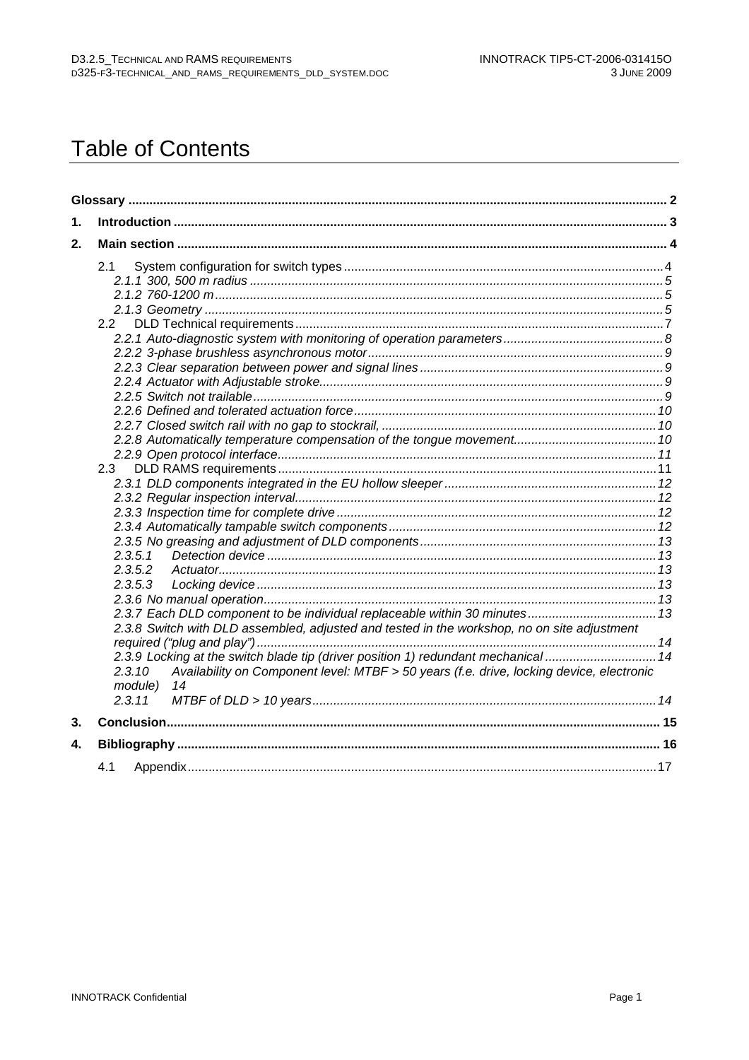# Table of Contents

| | | |
|---|---|---|
| **Glossary** | | **2** |
| **1.** | **Introduction** | **3** |
| **2.** | **Main section** | **4** |
| | 2.1 System configuration for switch types | 4 |
| | *2.1.1 300, 500 m radius* | *5* |
| | *2.1.2 760-1200 m* | *5* |
| | *2.1.3 Geometry* | *5* |
| | 2.2 DLD Technical requirements | 7 |
| | *2.2.1 Auto-diagnostic system with monitoring of operation parameters* | *8* |
| | *2.2.2 3-phase brushless asynchronous motor* | *9* |
| | *2.2.3 Clear separation between power and signal lines* | *9* |
| | *2.2.4 Actuator with Adjustable stroke.* | *9* |
| | *2.2.5 Switch not trailable* | *9* |
| | *2.2.6 Defined and tolerated actuation force* | *10* |
| | *2.2.7 Closed switch rail with no gap to stockrail,* | *10* |
| | *2.2.8 Automatically temperature compensation of the tongue movement.* | *10* |
| | *2.2.9 Open protocol interface* | *11* |
| | 2.3 DLD RAMS requirements | 11 |
| | *2.3.1 DLD components integrated in the EU hollow sleeper* | *12* |
| | *2.3.2 Regular inspection interval.* | *12* |
| | *2.3.3 Inspection time for complete drive* | *12* |
| | *2.3.4 Automatically tampable switch components* | *12* |
| | *2.3.5 No greasing and adjustment of DLD components* | *13* |
| | *2.3.5.1 Detection device* | *13* |
| | *2.3.5.2 Actuator* | *13* |
| | *2.3.5.3 Locking device* | *13* |
| | *2.3.6 No manual operation.* | *13* |
| | *2.3.7 Each DLD component to be individual replaceable within 30 minutes* | *13* |
| | *2.3.8 Switch with DLD assembled, adjusted and tested in the workshop, no on site adjustment required ("plug and play")* | *14* |
| | *2.3.9 Locking at the switch blade tip (driver position 1) redundant mechanical* | *14* |
| | *2.3.10 Availability on Component level: MTBF > 50 years (f.e. drive, locking device, electronic module)* | *14* |
| | *2.3.11 MTBF of DLD > 10 years* | *14* |
| **3.** | **Conclusion** | **15** |
| **4.** | **Bibliography** | **16** |
| | 4.1 Appendix | 17 |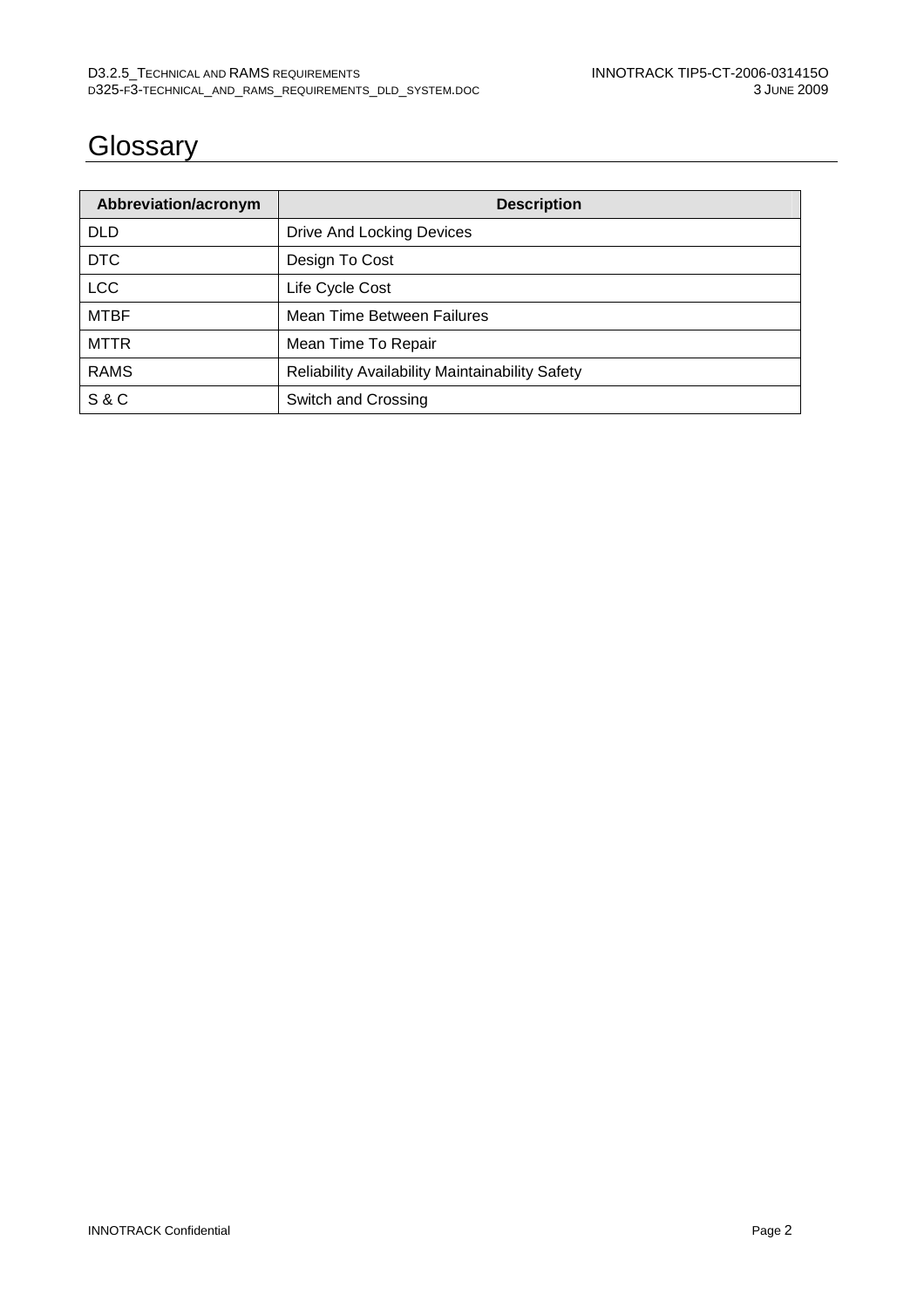# Glossary

| Abbreviation/acronym | Description |
|---|---|
| DLD | Drive And Locking Devices |
| DTC | Design To Cost |
| LCC | Life Cycle Cost |
| MTBF | Mean Time Between Failures |
| MTTR | Mean Time To Repair |
| RAMS | Reliability Availability Maintainability Safety |
| S & C | Switch and Crossing |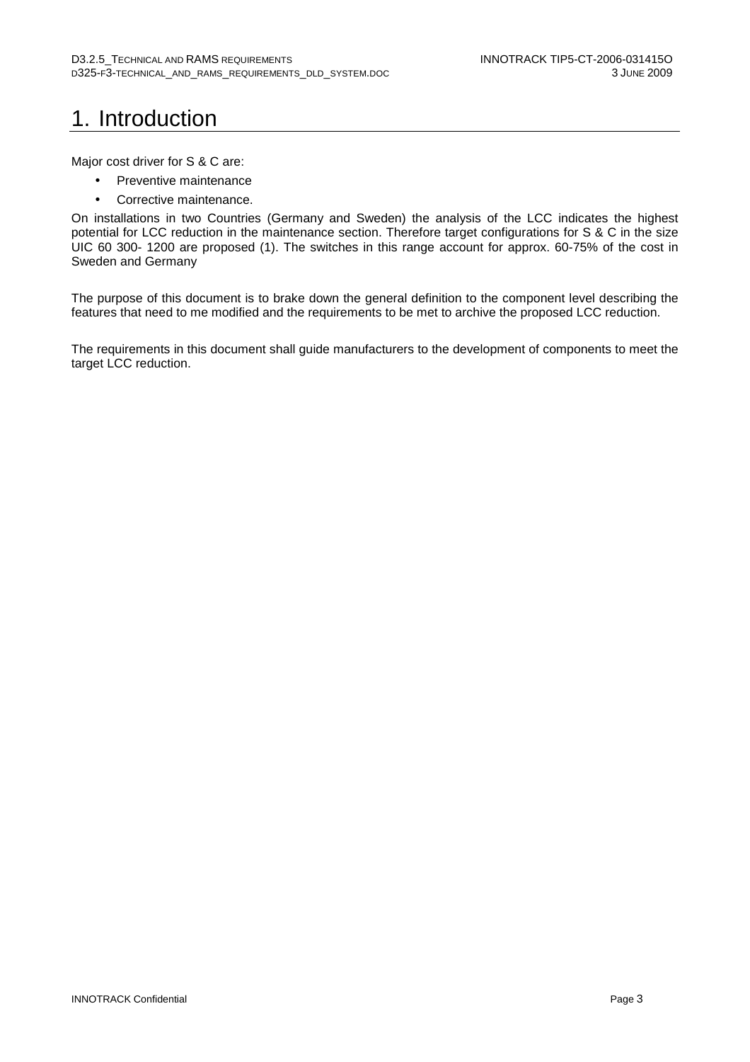# 1. Introduction

Major cost driver for S & C are:

- Preventive maintenance
- Corrective maintenance.

On installations in two Countries (Germany and Sweden) the analysis of the LCC indicates the highest potential for LCC reduction in the maintenance section. Therefore target configurations for S & C in the size UIC 60 300- 1200 are proposed (1). The switches in this range account for approx. 60-75% of the cost in Sweden and Germany

The purpose of this document is to brake down the general definition to the component level describing the features that need to me modified and the requirements to be met to archive the proposed LCC reduction.

The requirements in this document shall guide manufacturers to the development of components to meet the target LCC reduction.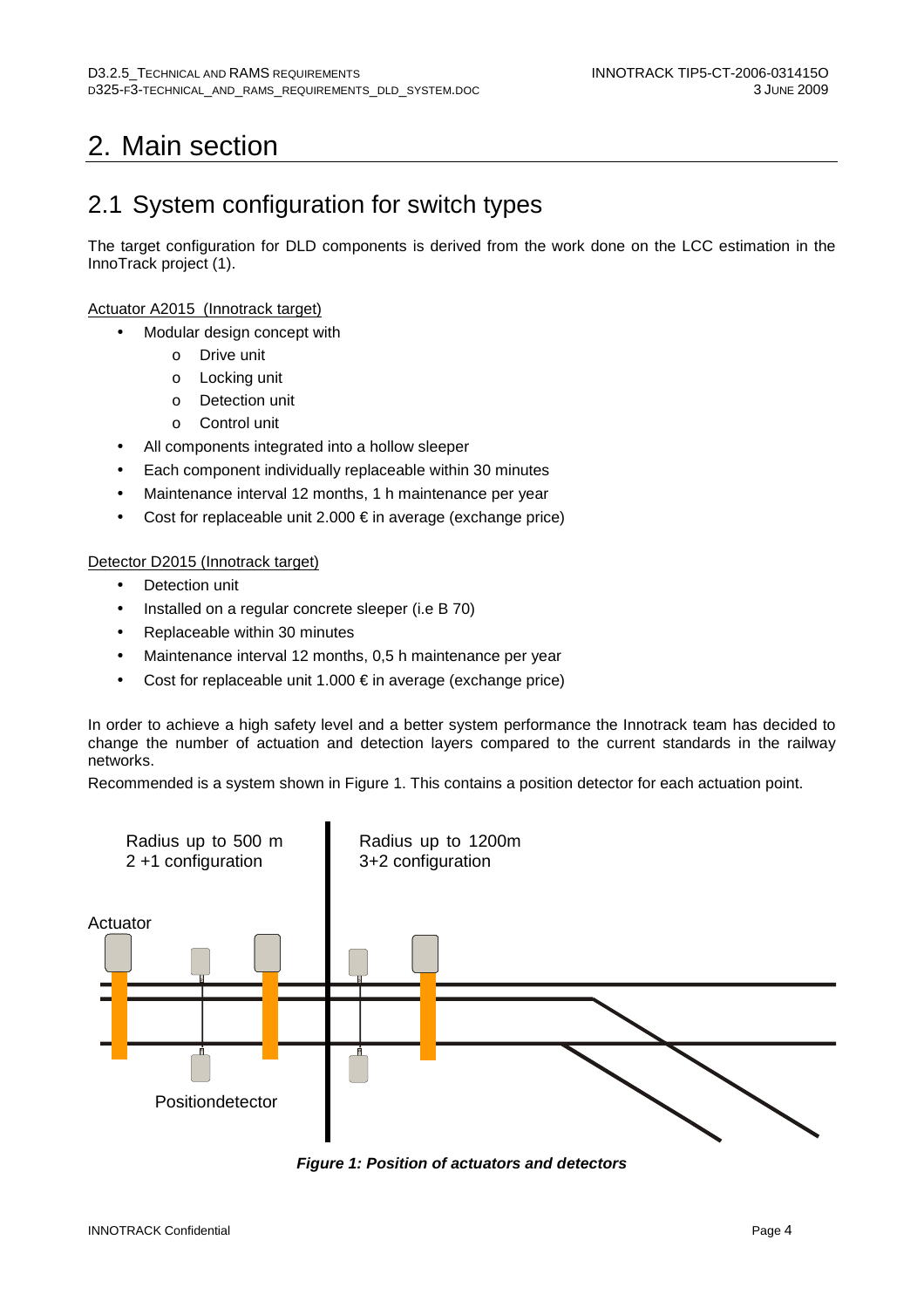# 2. Main section

## 2.1 System configuration for switch types

The target configuration for DLD components is derived from the work done on the LCC estimation in the InnoTrack project (1).

Actuator A2015 (Innotrack target)

- Modular design concept with
  - Drive unit
  - Locking unit
  - Detection unit
  - Control unit
- All components integrated into a hollow sleeper
- Each component individually replaceable within 30 minutes
- Maintenance interval 12 months, 1 h maintenance per year
- Cost for replaceable unit 2.000 € in average (exchange price)

Detector D2015 (Innotrack target)

- Detection unit
- Installed on a regular concrete sleeper (i.e B 70)
- Replaceable within 30 minutes
- Maintenance interval 12 months, 0,5 h maintenance per year
- Cost for replaceable unit 1.000 € in average (exchange price)

In order to achieve a high safety level and a better system performance the Innotrack team has decided to change the number of actuation and detection layers compared to the current standards in the railway networks.

Recommended is a system shown in Figure 1. This contains a position detector for each actuation point.

Radius up to 500 m
2 +1 configuration

Radius up to 1200m
3+2 configuration

Actuator

Positiondetector

***Figure 1: Position of actuators and detectors***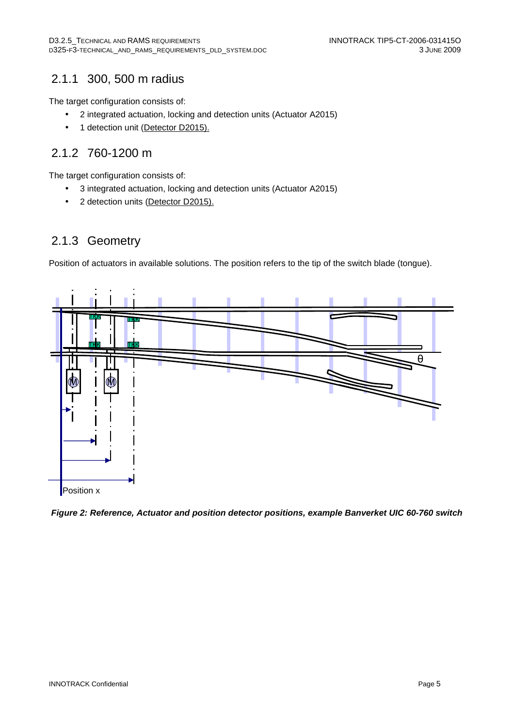## 2.1.1 300, 500 m radius

The target configuration consists of:

- 2 integrated actuation, locking and detection units (Actuator A2015)
- 1 detection unit (Detector D2015).

## 2.1.2 760-1200 m

The target configuration consists of:

- 3 integrated actuation, locking and detection units (Actuator A2015)
- 2 detection units (Detector D2015).

## 2.1.3 Geometry

Position of actuators in available solutions. The position refers to the tip of the switch blade (tongue).

***Figure 2: Reference, Actuator and position detector positions, example Banverket UIC 60-760 switch***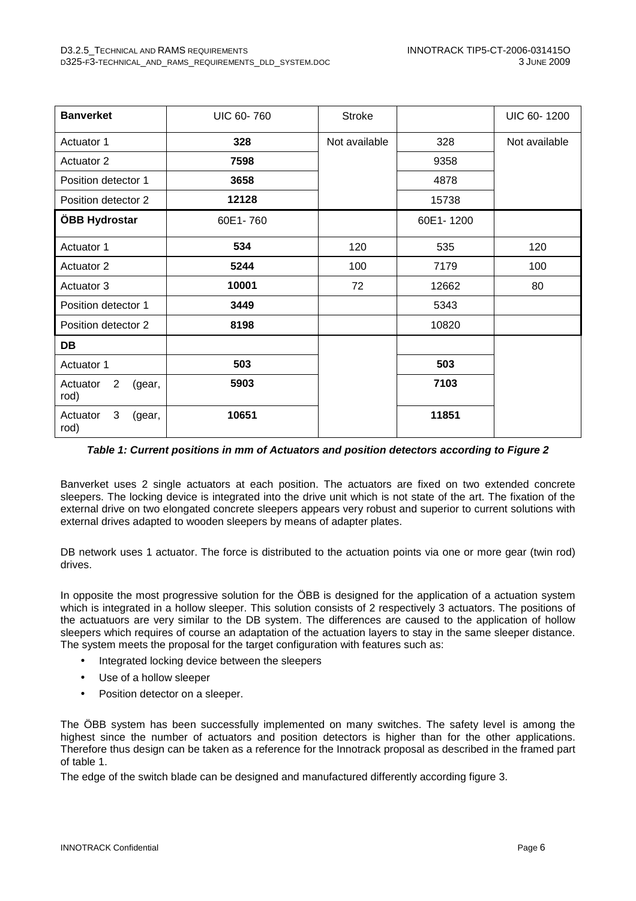| **Banverket** | UIC 60- 760 | Stroke | | UIC 60- 1200 |
|---|---|---|---|---|
| Actuator 1 | **328** | Not available | 328 | Not available |
| Actuator 2 | **7598** | | 9358 | |
| Position detector 1 | **3658** | | 4878 | |
| Position detector 2 | **12128** | | 15738 | |
| **ÖBB Hydrostar** | 60E1- 760 | | 60E1- 1200 | |
| Actuator 1 | **534** | 120 | 535 | 120 |
| Actuator 2 | **5244** | 100 | 7179 | 100 |
| Actuator 3 | **10001** | 72 | 12662 | 80 |
| Position detector 1 | **3449** | | 5343 | |
| Position detector 2 | **8198** | | 10820 | |
| **DB** | | | | |
| Actuator 1 | **503** | | **503** | |
| Actuator 2 (gear, rod) | **5903** | | **7103** | |
| Actuator 3 (gear, rod) | **10651** | | **11851** | |

***Table 1: Current positions in mm of Actuators and position detectors according to Figure 2***

Banverket uses 2 single actuators at each position. The actuators are fixed on two extended concrete sleepers. The locking device is integrated into the drive unit which is not state of the art. The fixation of the external drive on two elongated concrete sleepers appears very robust and superior to current solutions with external drives adapted to wooden sleepers by means of adapter plates.

DB network uses 1 actuator. The force is distributed to the actuation points via one or more gear (twin rod) drives.

In opposite the most progressive solution for the ÖBB is designed for the application of a actuation system which is integrated in a hollow sleeper. This solution consists of 2 respectively 3 actuators. The positions of the actuatuors are very similar to the DB system. The differences are caused to the application of hollow sleepers which requires of course an adaptation of the actuation layers to stay in the same sleeper distance. The system meets the proposal for the target configuration with features such as:

- Integrated locking device between the sleepers
- Use of a hollow sleeper
- Position detector on a sleeper.

The ÖBB system has been successfully implemented on many switches. The safety level is among the highest since the number of actuators and position detectors is higher than for the other applications. Therefore thus design can be taken as a reference for the Innotrack proposal as described in the framed part of table 1.

The edge of the switch blade can be designed and manufactured differently according figure 3.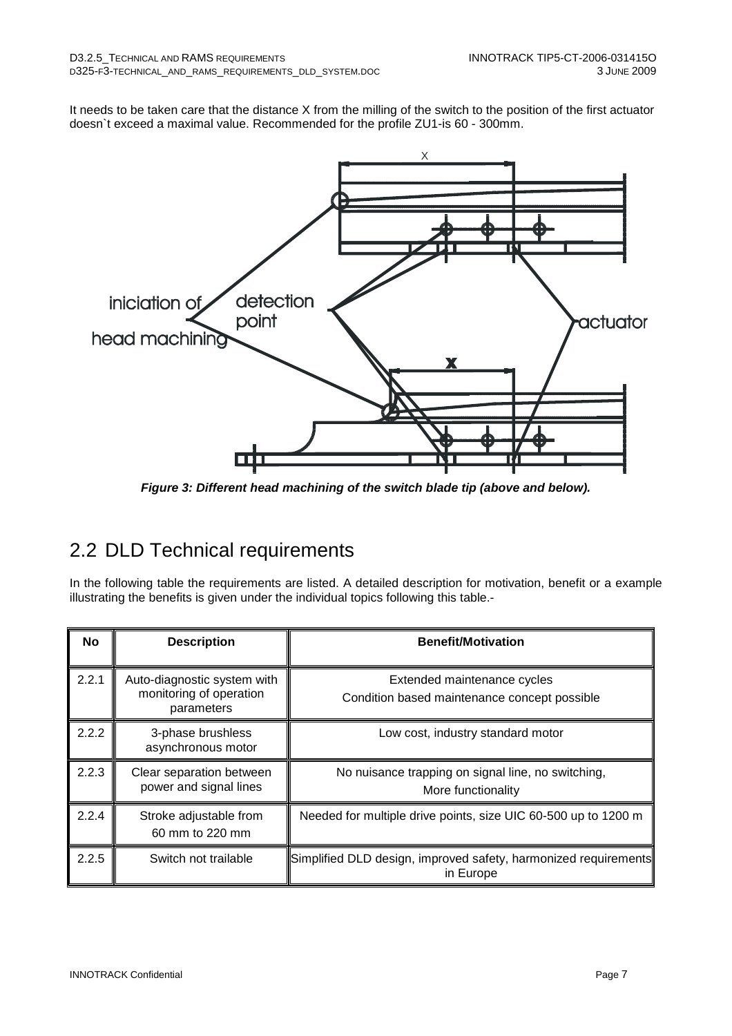It needs to be taken care that the distance X from the milling of the switch to the position of the first actuator doesn`t exceed a maximal value. Recommended for the profile ZU1-is 60 - 300mm.

***Figure 3: Different head machining of the switch blade tip (above and below).***

## 2.2 DLD Technical requirements

In the following table the requirements are listed. A detailed description for motivation, benefit or a example illustrating the benefits is given under the individual topics following this table.-

| No | Description | Benefit/Motivation |
|---|---|---|
| 2.2.1 | Auto-diagnostic system with monitoring of operation parameters | Extended maintenance cycles<br>Condition based maintenance concept possible |
| 2.2.2 | 3-phase brushless asynchronous motor | Low cost, industry standard motor |
| 2.2.3 | Clear separation between power and signal lines | No nuisance trapping on signal line, no switching,<br>More functionality |
| 2.2.4 | Stroke adjustable from 60 mm to 220 mm | Needed for multiple drive points, size UIC 60-500 up to 1200 m |
| 2.2.5 | Switch not trailable | Simplified DLD design, improved safety, harmonized requirements in Europe |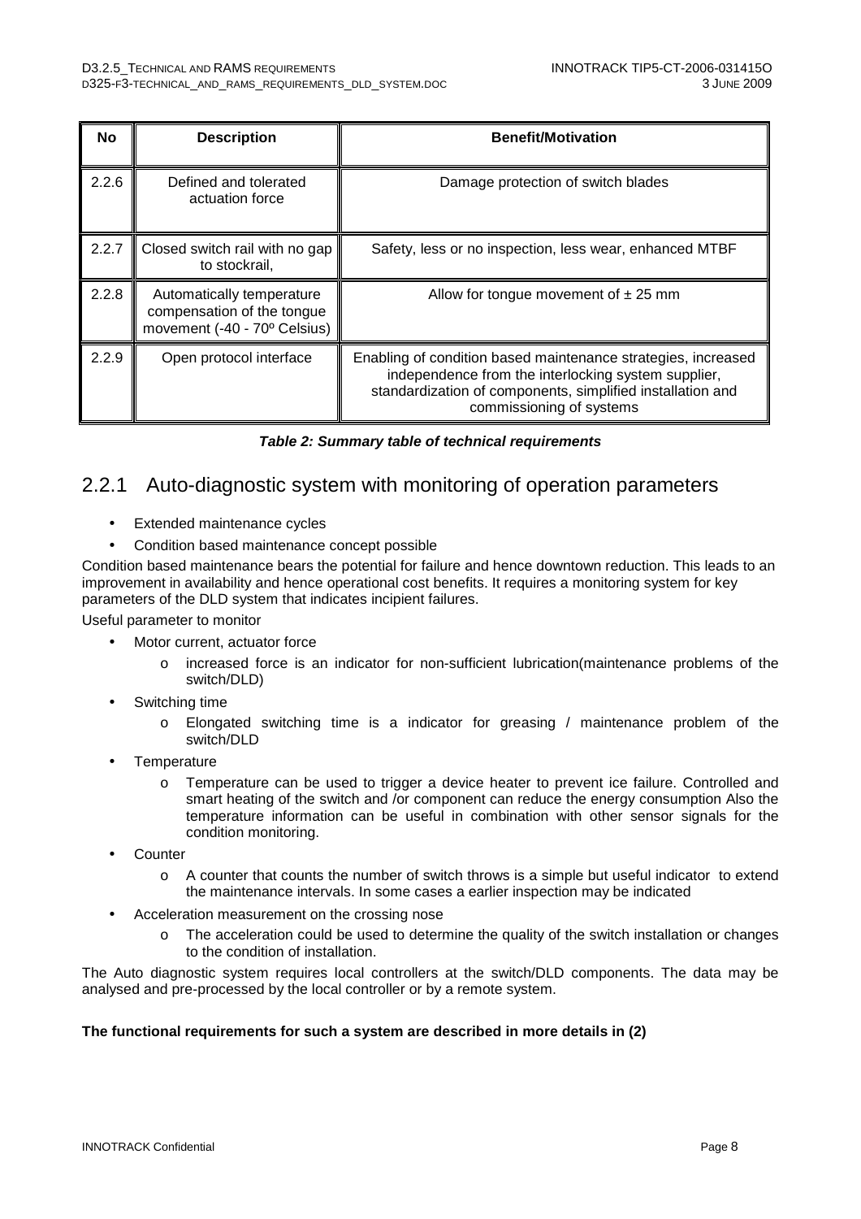| No | Description | Benefit/Motivation |
|---|---|---|
| 2.2.6 | Defined and tolerated actuation force | Damage protection of switch blades |
| 2.2.7 | Closed switch rail with no gap to stockrail, | Safety, less or no inspection, less wear, enhanced MTBF |
| 2.2.8 | Automatically temperature compensation of the tongue movement (-40 - 70º Celsius) | Allow for tongue movement of ± 25 mm |
| 2.2.9 | Open protocol interface | Enabling of condition based maintenance strategies, increased independence from the interlocking system supplier, standardization of components, simplified installation and commissioning of systems |

***Table 2: Summary table of technical requirements***

## 2.2.1 Auto-diagnostic system with monitoring of operation parameters

- Extended maintenance cycles
- Condition based maintenance concept possible

Condition based maintenance bears the potential for failure and hence downtown reduction. This leads to an improvement in availability and hence operational cost benefits. It requires a monitoring system for key parameters of the DLD system that indicates incipient failures.

Useful parameter to monitor

- Motor current, actuator force
  - increased force is an indicator for non-sufficient lubrication(maintenance problems of the switch/DLD)
- Switching time
  - Elongated switching time is a indicator for greasing / maintenance problem of the switch/DLD
- Temperature
  - Temperature can be used to trigger a device heater to prevent ice failure. Controlled and smart heating of the switch and /or component can reduce the energy consumption Also the temperature information can be useful in combination with other sensor signals for the condition monitoring.
- Counter
  - A counter that counts the number of switch throws is a simple but useful indicator to extend the maintenance intervals. In some cases a earlier inspection may be indicated
- Acceleration measurement on the crossing nose
  - The acceleration could be used to determine the quality of the switch installation or changes to the condition of installation.

The Auto diagnostic system requires local controllers at the switch/DLD components. The data may be analysed and pre-processed by the local controller or by a remote system.

**The functional requirements for such a system are described in more details in (2)**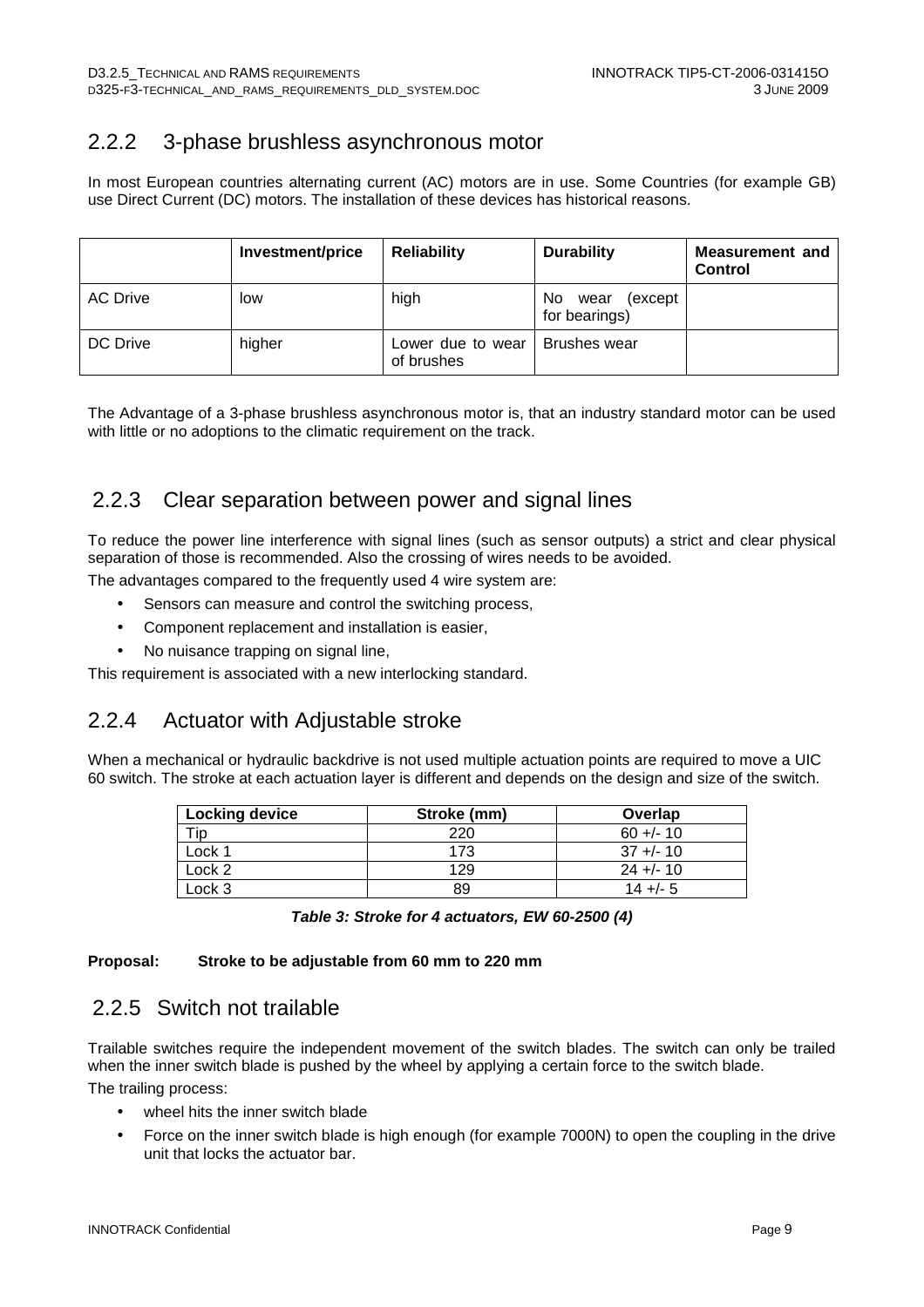## 2.2.2 3-phase brushless asynchronous motor

In most European countries alternating current (AC) motors are in use. Some Countries (for example GB) use Direct Current (DC) motors. The installation of these devices has historical reasons.

| | Investment/price | Reliability | Durability | Measurement and Control |
|---|---|---|---|---|
| AC Drive | low | high | No wear (except for bearings) | |
| DC Drive | higher | Lower due to wear of brushes | Brushes wear | |

The Advantage of a 3-phase brushless asynchronous motor is, that an industry standard motor can be used with little or no adoptions to the climatic requirement on the track.

## 2.2.3 Clear separation between power and signal lines

To reduce the power line interference with signal lines (such as sensor outputs) a strict and clear physical separation of those is recommended. Also the crossing of wires needs to be avoided.

The advantages compared to the frequently used 4 wire system are:

- Sensors can measure and control the switching process,
- Component replacement and installation is easier,
- No nuisance trapping on signal line,

This requirement is associated with a new interlocking standard.

## 2.2.4 Actuator with Adjustable stroke

When a mechanical or hydraulic backdrive is not used multiple actuation points are required to move a UIC 60 switch. The stroke at each actuation layer is different and depends on the design and size of the switch.

| Locking device | Stroke (mm) | Overlap |
|---|---|---|
| Tip | 220 | 60 +/- 10 |
| Lock 1 | 173 | 37 +/- 10 |
| Lock 2 | 129 | 24 +/- 10 |
| Lock 3 | 89 | 14 +/- 5 |

***Table 3: Stroke for 4 actuators, EW 60-2500 (4)***

**Proposal: Stroke to be adjustable from 60 mm to 220 mm**

## 2.2.5 Switch not trailable

Trailable switches require the independent movement of the switch blades. The switch can only be trailed when the inner switch blade is pushed by the wheel by applying a certain force to the switch blade.

The trailing process:

- wheel hits the inner switch blade
- Force on the inner switch blade is high enough (for example 7000N) to open the coupling in the drive unit that locks the actuator bar.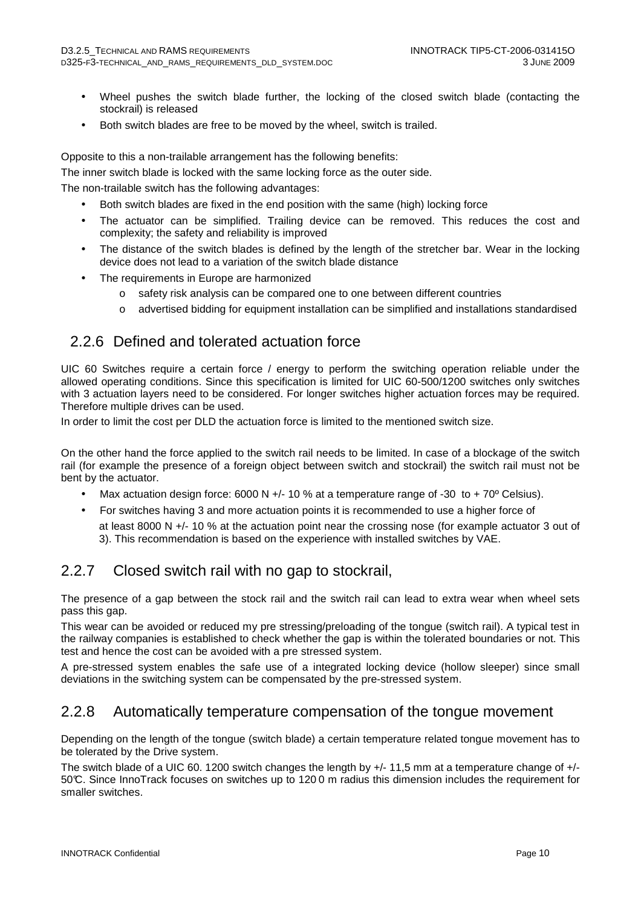- Wheel pushes the switch blade further, the locking of the closed switch blade (contacting the stockrail) is released
- Both switch blades are free to be moved by the wheel, switch is trailed.

Opposite to this a non-trailable arrangement has the following benefits:

The inner switch blade is locked with the same locking force as the outer side.

The non-trailable switch has the following advantages:

- Both switch blades are fixed in the end position with the same (high) locking force
- The actuator can be simplified. Trailing device can be removed. This reduces the cost and complexity; the safety and reliability is improved
- The distance of the switch blades is defined by the length of the stretcher bar. Wear in the locking device does not lead to a variation of the switch blade distance
- The requirements in Europe are harmonized
  - safety risk analysis can be compared one to one between different countries
  - advertised bidding for equipment installation can be simplified and installations standardised

## 2.2.6 Defined and tolerated actuation force

UIC 60 Switches require a certain force / energy to perform the switching operation reliable under the allowed operating conditions. Since this specification is limited for UIC 60-500/1200 switches only switches with 3 actuation layers need to be considered. For longer switches higher actuation forces may be required. Therefore multiple drives can be used.

In order to limit the cost per DLD the actuation force is limited to the mentioned switch size.

On the other hand the force applied to the switch rail needs to be limited. In case of a blockage of the switch rail (for example the presence of a foreign object between switch and stockrail) the switch rail must not be bent by the actuator.

- Max actuation design force: 6000 N +/- 10 % at a temperature range of -30 to + 70º Celsius).
- For switches having 3 and more actuation points it is recommended to use a higher force of at least 8000 N +/- 10 % at the actuation point near the crossing nose (for example actuator 3 out of 3). This recommendation is based on the experience with installed switches by VAE.

## 2.2.7 Closed switch rail with no gap to stockrail,

The presence of a gap between the stock rail and the switch rail can lead to extra wear when wheel sets pass this gap.

This wear can be avoided or reduced my pre stressing/preloading of the tongue (switch rail). A typical test in the railway companies is established to check whether the gap is within the tolerated boundaries or not. This test and hence the cost can be avoided with a pre stressed system.

A pre-stressed system enables the safe use of a integrated locking device (hollow sleeper) since small deviations in the switching system can be compensated by the pre-stressed system.

## 2.2.8 Automatically temperature compensation of the tongue movement

Depending on the length of the tongue (switch blade) a certain temperature related tongue movement has to be tolerated by the Drive system.

The switch blade of a UIC 60. 1200 switch changes the length by +/- 11,5 mm at a temperature change of +/- 50℃. Since InnoTrack focuses on switches up to 1200 m radius this dimension includes the requirement for smaller switches.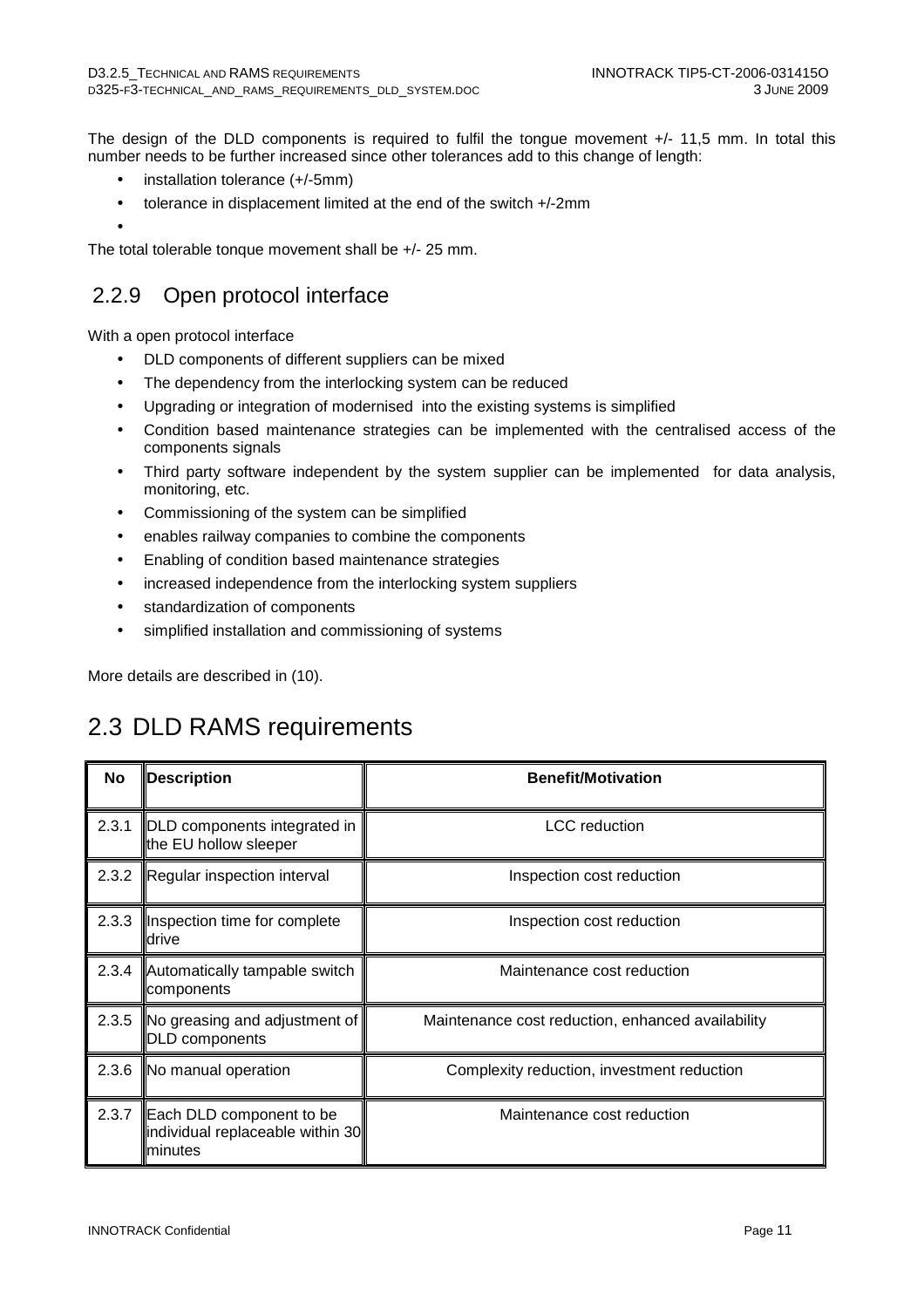The design of the DLD components is required to fulfil the tongue movement +/- 11,5 mm. In total this number needs to be further increased since other tolerances add to this change of length:

- installation tolerance (+/-5mm)
- tolerance in displacement limited at the end of the switch +/-2mm
- 

The total tolerable tonque movement shall be +/- 25 mm.

### 2.2.9 Open protocol interface

With a open protocol interface

- DLD components of different suppliers can be mixed
- The dependency from the interlocking system can be reduced
- Upgrading or integration of modernised into the existing systems is simplified
- Condition based maintenance strategies can be implemented with the centralised access of the components signals
- Third party software independent by the system supplier can be implemented for data analysis, monitoring, etc.
- Commissioning of the system can be simplified
- enables railway companies to combine the components
- Enabling of condition based maintenance strategies
- increased independence from the interlocking system suppliers
- standardization of components
- simplified installation and commissioning of systems

More details are described in (10).

## 2.3 DLD RAMS requirements

| No | Description | Benefit/Motivation |
|---|---|---|
| 2.3.1 | DLD components integrated in the EU hollow sleeper | LCC reduction |
| 2.3.2 | Regular inspection interval | Inspection cost reduction |
| 2.3.3 | Inspection time for complete drive | Inspection cost reduction |
| 2.3.4 | Automatically tampable switch components | Maintenance cost reduction |
| 2.3.5 | No greasing and adjustment of DLD components | Maintenance cost reduction, enhanced availability |
| 2.3.6 | No manual operation | Complexity reduction, investment reduction |
| 2.3.7 | Each DLD component to be individual replaceable within 30 minutes | Maintenance cost reduction |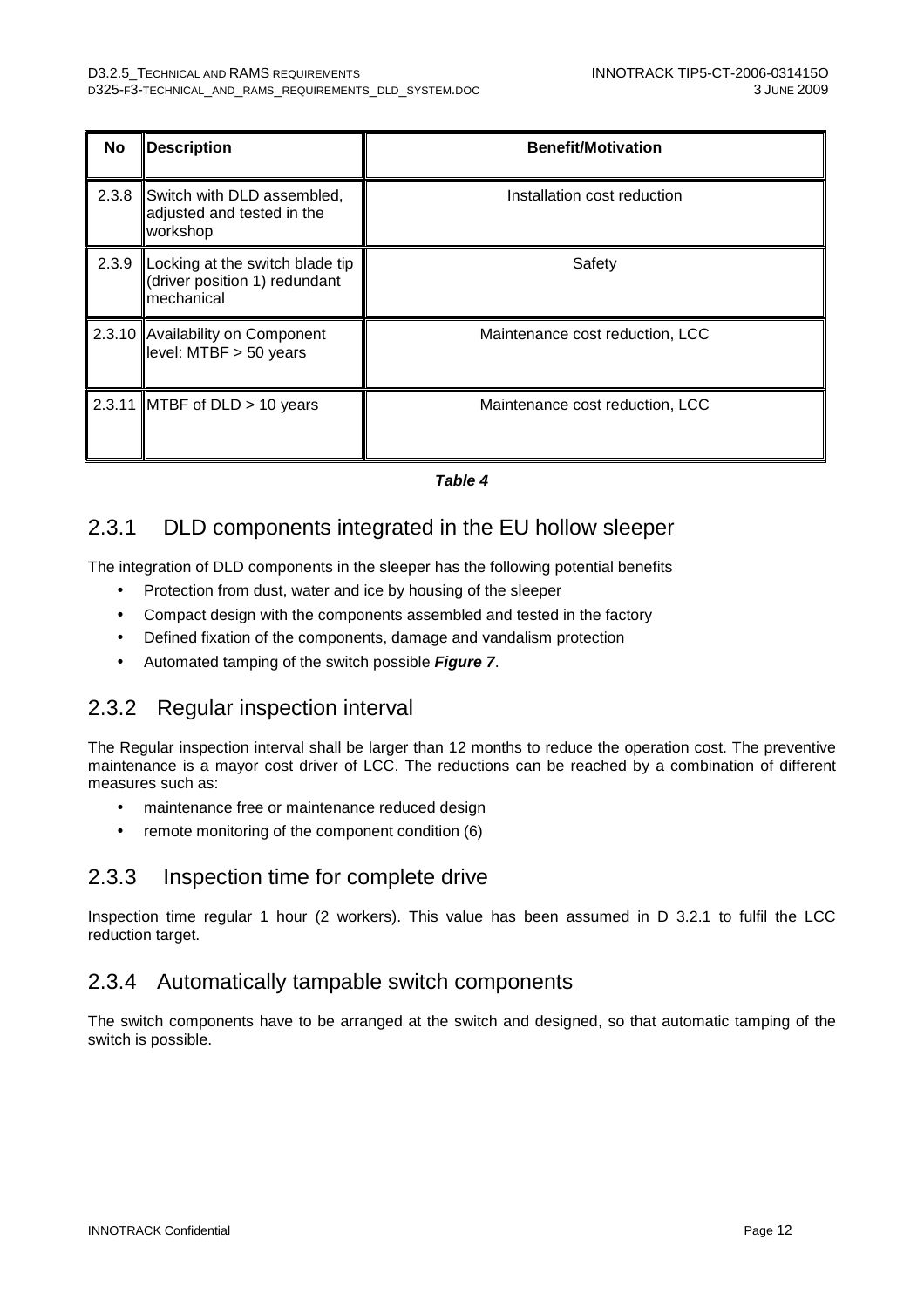| No | Description | Benefit/Motivation |
|---|---|---|
| 2.3.8 | Switch with DLD assembled, adjusted and tested in the workshop | Installation cost reduction |
| 2.3.9 | Locking at the switch blade tip (driver position 1) redundant mechanical | Safety |
| 2.3.10 | Availability on Component level: MTBF > 50 years | Maintenance cost reduction, LCC |
| 2.3.11 | MTBF of DLD > 10 years | Maintenance cost reduction, LCC |

***Table 4***

### 2.3.1 DLD components integrated in the EU hollow sleeper

The integration of DLD components in the sleeper has the following potential benefits

- Protection from dust, water and ice by housing of the sleeper
- Compact design with the components assembled and tested in the factory
- Defined fixation of the components, damage and vandalism protection
- Automated tamping of the switch possible ***Figure 7***.

### 2.3.2 Regular inspection interval

The Regular inspection interval shall be larger than 12 months to reduce the operation cost. The preventive maintenance is a mayor cost driver of LCC. The reductions can be reached by a combination of different measures such as:

- maintenance free or maintenance reduced design
- remote monitoring of the component condition (6)

### 2.3.3 Inspection time for complete drive

Inspection time regular 1 hour (2 workers). This value has been assumed in D 3.2.1 to fulfil the LCC reduction target.

### 2.3.4 Automatically tampable switch components

The switch components have to be arranged at the switch and designed, so that automatic tamping of the switch is possible.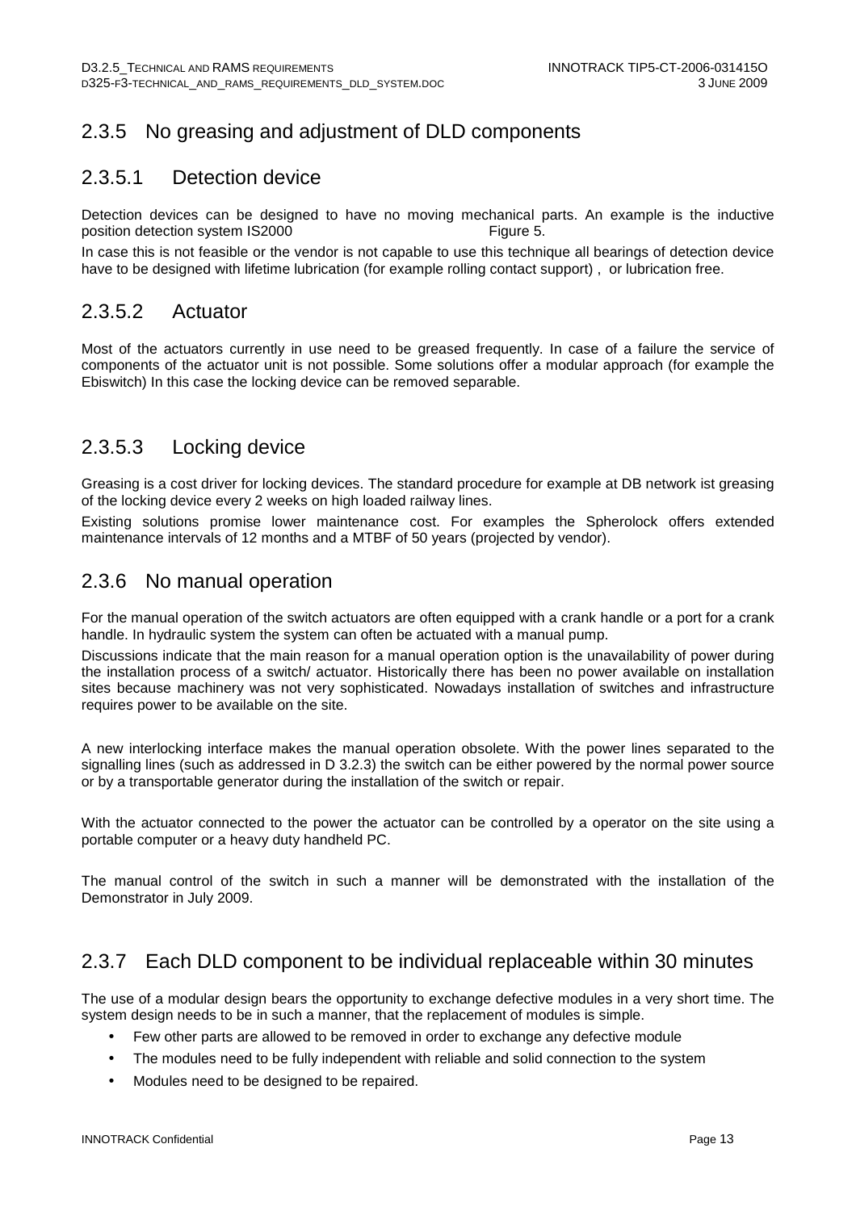## 2.3.5 No greasing and adjustment of DLD components

### 2.3.5.1 Detection device

Detection devices can be designed to have no moving mechanical parts. An example is the inductive position detection system IS2000 Figure 5.

In case this is not feasible or the vendor is not capable to use this technique all bearings of detection device have to be designed with lifetime lubrication (for example rolling contact support) , or lubrication free.

### 2.3.5.2 Actuator

Most of the actuators currently in use need to be greased frequently. In case of a failure the service of components of the actuator unit is not possible. Some solutions offer a modular approach (for example the Ebiswitch) In this case the locking device can be removed separable.

### 2.3.5.3 Locking device

Greasing is a cost driver for locking devices. The standard procedure for example at DB network ist greasing of the locking device every 2 weeks on high loaded railway lines.

Existing solutions promise lower maintenance cost. For examples the Spherolock offers extended maintenance intervals of 12 months and a MTBF of 50 years (projected by vendor).

## 2.3.6 No manual operation

For the manual operation of the switch actuators are often equipped with a crank handle or a port for a crank handle. In hydraulic system the system can often be actuated with a manual pump.

Discussions indicate that the main reason for a manual operation option is the unavailability of power during the installation process of a switch/ actuator. Historically there has been no power available on installation sites because machinery was not very sophisticated. Nowadays installation of switches and infrastructure requires power to be available on the site.

A new interlocking interface makes the manual operation obsolete. With the power lines separated to the signalling lines (such as addressed in D 3.2.3) the switch can be either powered by the normal power source or by a transportable generator during the installation of the switch or repair.

With the actuator connected to the power the actuator can be controlled by a operator on the site using a portable computer or a heavy duty handheld PC.

The manual control of the switch in such a manner will be demonstrated with the installation of the Demonstrator in July 2009.

## 2.3.7 Each DLD component to be individual replaceable within 30 minutes

The use of a modular design bears the opportunity to exchange defective modules in a very short time. The system design needs to be in such a manner, that the replacement of modules is simple.

- Few other parts are allowed to be removed in order to exchange any defective module
- The modules need to be fully independent with reliable and solid connection to the system
- Modules need to be designed to be repaired.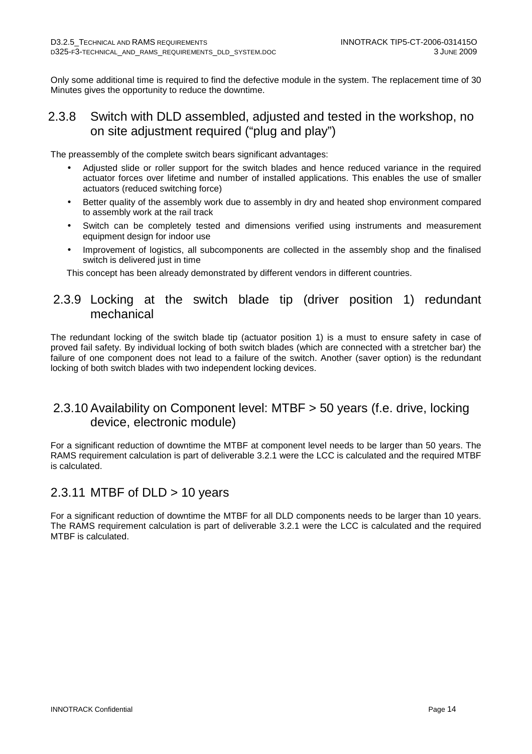Only some additional time is required to find the defective module in the system. The replacement time of 30 Minutes gives the opportunity to reduce the downtime.

### 2.3.8 Switch with DLD assembled, adjusted and tested in the workshop, no on site adjustment required ("plug and play")

The preassembly of the complete switch bears significant advantages:

- Adjusted slide or roller support for the switch blades and hence reduced variance in the required actuator forces over lifetime and number of installed applications. This enables the use of smaller actuators (reduced switching force)
- Better quality of the assembly work due to assembly in dry and heated shop environment compared to assembly work at the rail track
- Switch can be completely tested and dimensions verified using instruments and measurement equipment design for indoor use
- Improvement of logistics, all subcomponents are collected in the assembly shop and the finalised switch is delivered just in time

This concept has been already demonstrated by different vendors in different countries.

### 2.3.9 Locking at the switch blade tip (driver position 1) redundant mechanical

The redundant locking of the switch blade tip (actuator position 1) is a must to ensure safety in case of proved fail safety. By individual locking of both switch blades (which are connected with a stretcher bar) the failure of one component does not lead to a failure of the switch. Another (saver option) is the redundant locking of both switch blades with two independent locking devices.

### 2.3.10 Availability on Component level: MTBF > 50 years (f.e. drive, locking device, electronic module)

For a significant reduction of downtime the MTBF at component level needs to be larger than 50 years. The RAMS requirement calculation is part of deliverable 3.2.1 were the LCC is calculated and the required MTBF is calculated.

### 2.3.11 MTBF of DLD > 10 years

For a significant reduction of downtime the MTBF for all DLD components needs to be larger than 10 years. The RAMS requirement calculation is part of deliverable 3.2.1 were the LCC is calculated and the required MTBF is calculated.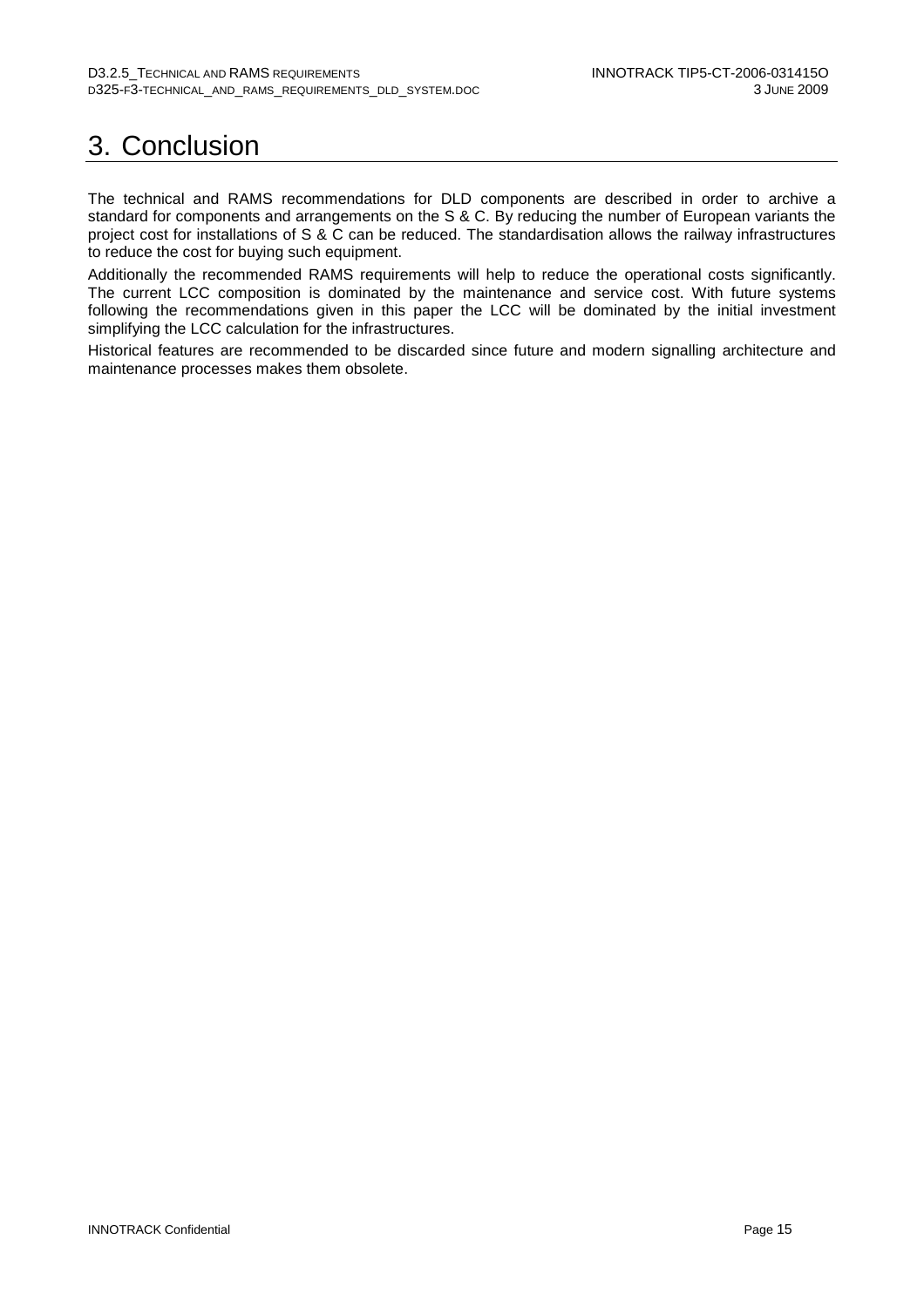# 3. Conclusion

The technical and RAMS recommendations for DLD components are described in order to archive a standard for components and arrangements on the S & C. By reducing the number of European variants the project cost for installations of S & C can be reduced. The standardisation allows the railway infrastructures to reduce the cost for buying such equipment.

Additionally the recommended RAMS requirements will help to reduce the operational costs significantly. The current LCC composition is dominated by the maintenance and service cost. With future systems following the recommendations given in this paper the LCC will be dominated by the initial investment simplifying the LCC calculation for the infrastructures.

Historical features are recommended to be discarded since future and modern signalling architecture and maintenance processes makes them obsolete.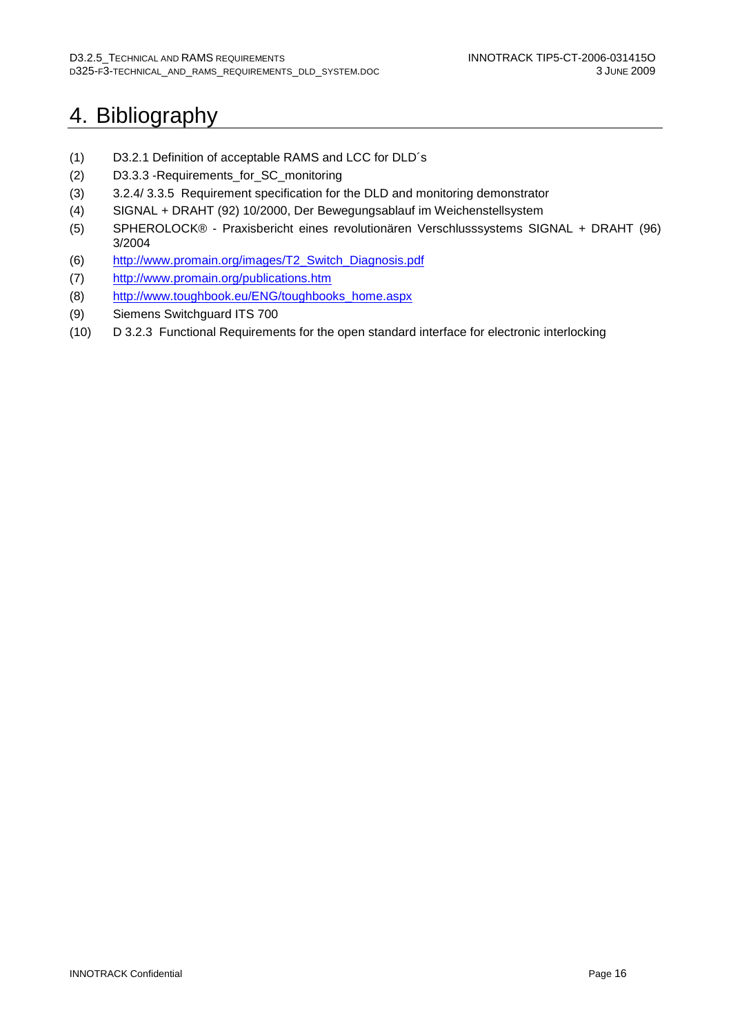# 4. Bibliography

(1) D3.2.1 Definition of acceptable RAMS and LCC for DLD´s

(2) D3.3.3 -Requirements_for_SC_monitoring

(3) 3.2.4/ 3.3.5 Requirement specification for the DLD and monitoring demonstrator

(4) SIGNAL + DRAHT (92) 10/2000, Der Bewegungsablauf im Weichenstellsystem

(5) SPHEROLOCK® - Praxisbericht eines revolutionären Verschlusssystems SIGNAL + DRAHT (96) 3/2004

(6) http://www.promain.org/images/T2_Switch_Diagnosis.pdf

(7) http://www.promain.org/publications.htm

(8) http://www.toughbook.eu/ENG/toughbooks_home.aspx

(9) Siemens Switchguard ITS 700

(10) D 3.2.3 Functional Requirements for the open standard interface for electronic interlocking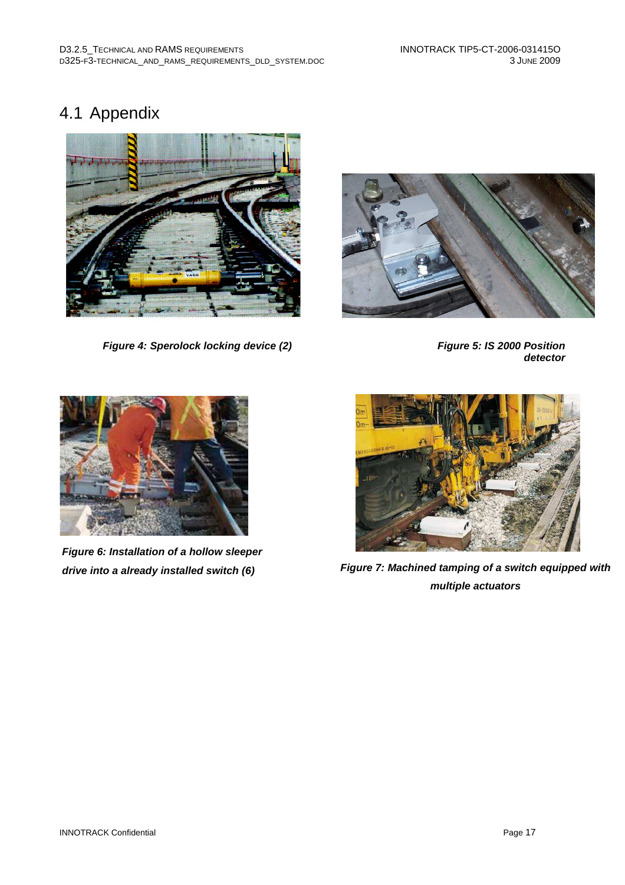## 4.1 Appendix

*Figure 4: Sperolock locking device (2)*

*Figure 5: IS 2000 Position detector*

*Figure 6: Installation of a hollow sleeper drive into a already installed switch (6)*

*Figure 7: Machined tamping of a switch equipped with multiple actuators*